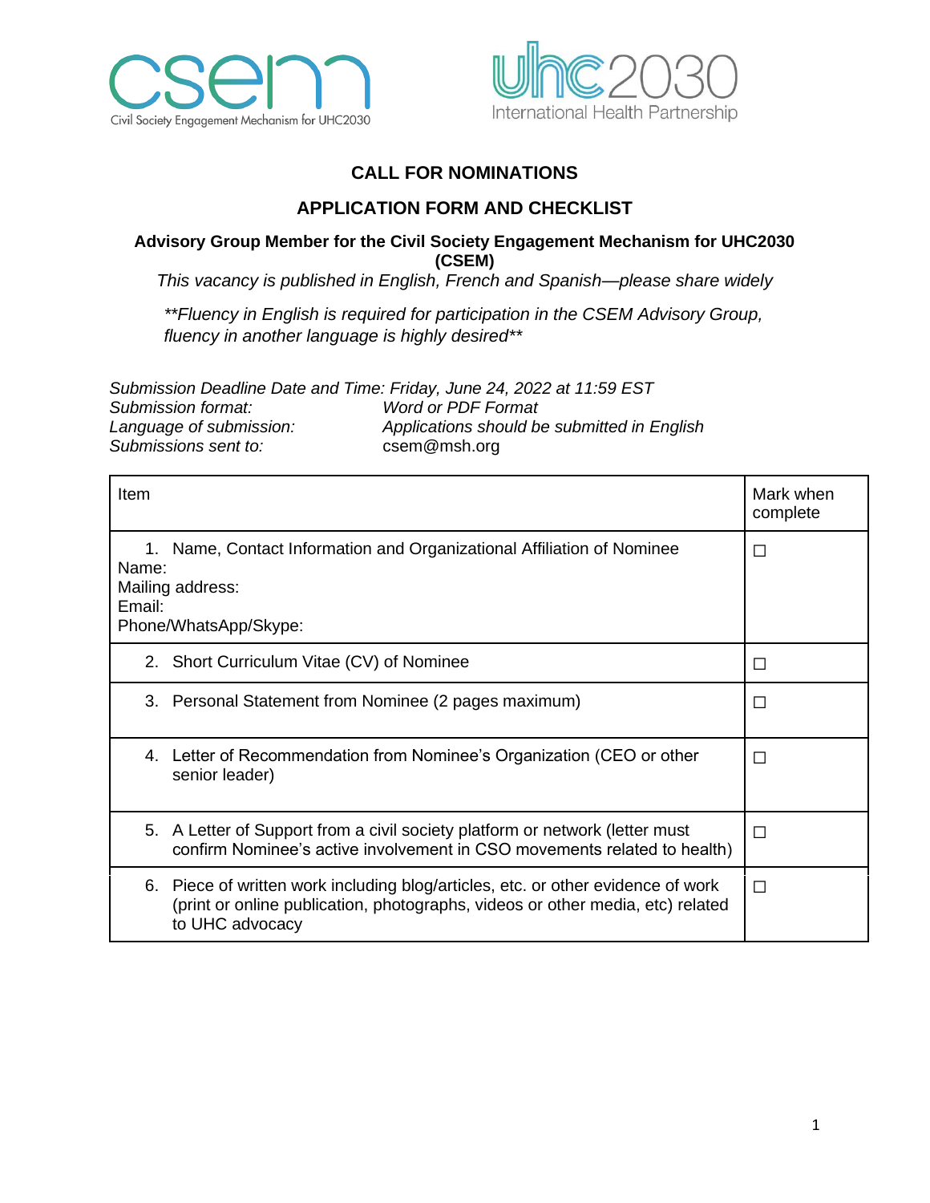# CALL FOR NOMINATIONS

## APPLICATION FORM AND CHECKLIST

### Advisory Group Member for the Civil Society Engagement Mechanism for UHC2030 (CSEM)

*This vacancy is published in English, French and Spanish—please share widely*

*\*\*Fluency in English is required for participation in the CSEM Advisory Group, fluency in another language is highly desired\*\**

*Submission Deadline Date and Time: Friday, June 24, 2022 at 11:59 EST*
*Submission format:* *Word or PDF Format*
*Language of submission:* *Applications should be submitted in English*
*Submissions sent to:* csem@msh.org

| Item | Mark when complete |
|---|---|
| 1. Name, Contact Information and Organizational Affiliation of Nominee<br>Name:<br>Mailing address:<br>Email:<br>Phone/WhatsApp/Skype: | ☐ |
| 2. Short Curriculum Vitae (CV) of Nominee | ☐ |
| 3. Personal Statement from Nominee (2 pages maximum) | ☐ |
| 4. Letter of Recommendation from Nominee's Organization (CEO or other senior leader) | ☐ |
| 5. A Letter of Support from a civil society platform or network (letter must confirm Nominee's active involvement in CSO movements related to health) | ☐ |
| 6. Piece of written work including blog/articles, etc. or other evidence of work (print or online publication, photographs, videos or other media, etc) related to UHC advocacy | ☐ |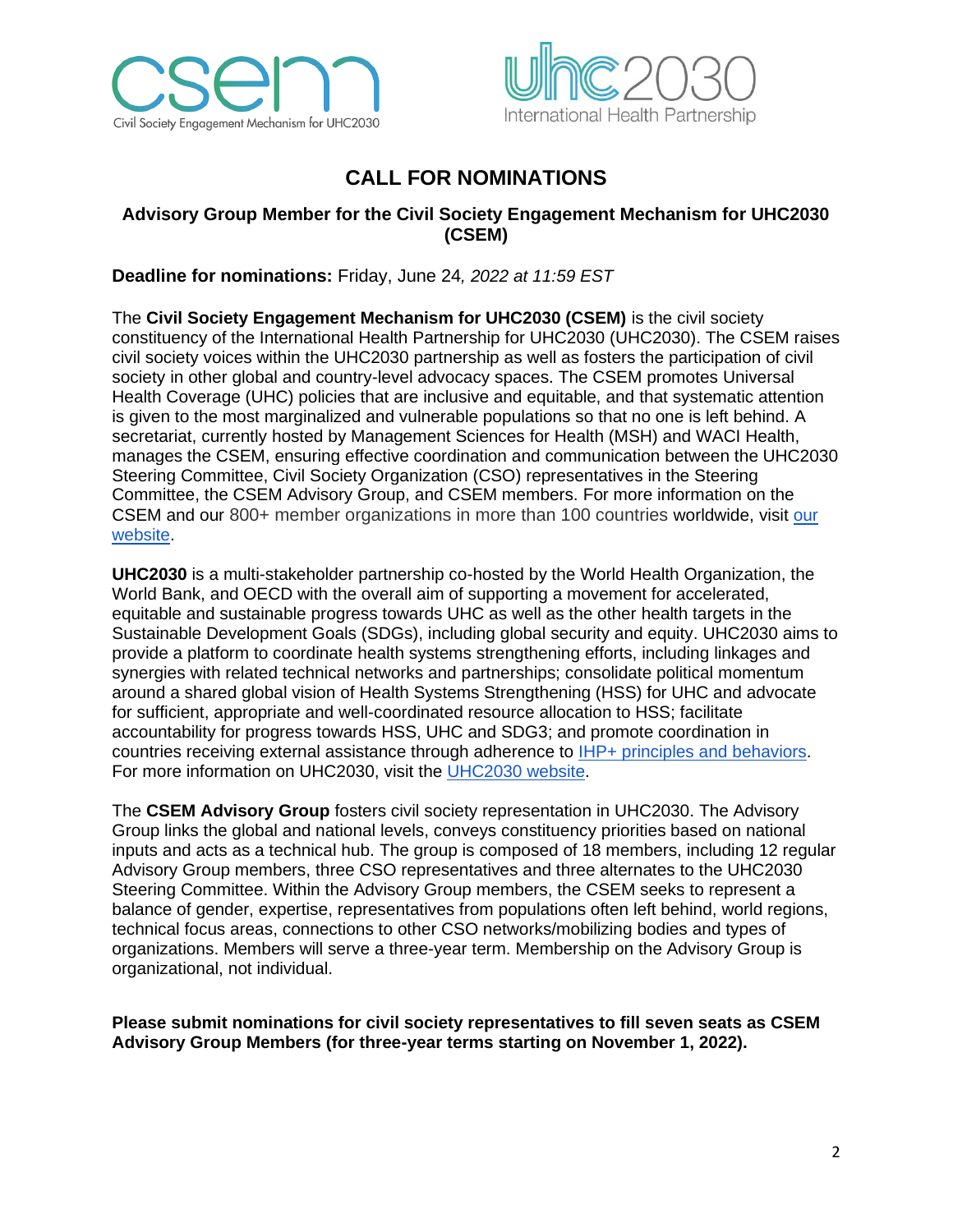# CALL FOR NOMINATIONS

## Advisory Group Member for the Civil Society Engagement Mechanism for UHC2030 (CSEM)

**Deadline for nominations:** Friday, June 24*, 2022 at 11:59 EST*

The **Civil Society Engagement Mechanism for UHC2030 (CSEM)** is the civil society constituency of the International Health Partnership for UHC2030 (UHC2030). The CSEM raises civil society voices within the UHC2030 partnership as well as fosters the participation of civil society in other global and country-level advocacy spaces. The CSEM promotes Universal Health Coverage (UHC) policies that are inclusive and equitable, and that systematic attention is given to the most marginalized and vulnerable populations so that no one is left behind. A secretariat, currently hosted by Management Sciences for Health (MSH) and WACI Health, manages the CSEM, ensuring effective coordination and communication between the UHC2030 Steering Committee, Civil Society Organization (CSO) representatives in the Steering Committee, the CSEM Advisory Group, and CSEM members. For more information on the CSEM and our 800+ member organizations in more than 100 countries worldwide, visit [our website].

**UHC2030** is a multi-stakeholder partnership co-hosted by the World Health Organization, the World Bank, and OECD with the overall aim of supporting a movement for accelerated, equitable and sustainable progress towards UHC as well as the other health targets in the Sustainable Development Goals (SDGs), including global security and equity. UHC2030 aims to provide a platform to coordinate health systems strengthening efforts, including linkages and synergies with related technical networks and partnerships; consolidate political momentum around a shared global vision of Health Systems Strengthening (HSS) for UHC and advocate for sufficient, appropriate and well-coordinated resource allocation to HSS; facilitate accountability for progress towards HSS, UHC and SDG3; and promote coordination in countries receiving external assistance through adherence to [IHP+ principles and behaviors]. For more information on UHC2030, visit the [UHC2030 website].

The **CSEM Advisory Group** fosters civil society representation in UHC2030. The Advisory Group links the global and national levels, conveys constituency priorities based on national inputs and acts as a technical hub. The group is composed of 18 members, including 12 regular Advisory Group members, three CSO representatives and three alternates to the UHC2030 Steering Committee. Within the Advisory Group members, the CSEM seeks to represent a balance of gender, expertise, representatives from populations often left behind, world regions, technical focus areas, connections to other CSO networks/mobilizing bodies and types of organizations. Members will serve a three-year term. Membership on the Advisory Group is organizational, not individual.

**Please submit nominations for civil society representatives to fill seven seats as CSEM Advisory Group Members (for three-year terms starting on November 1, 2022).**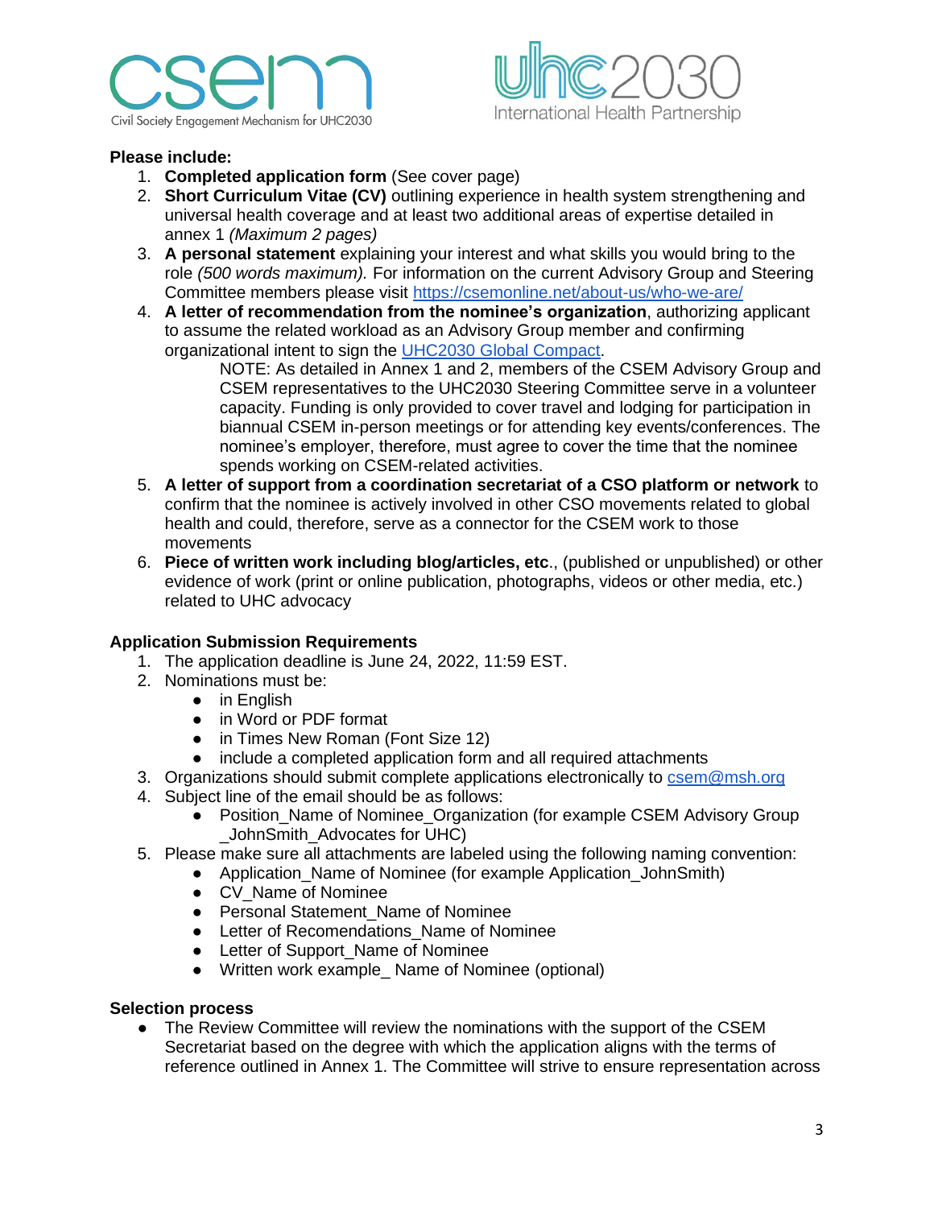**Please include:**

1. **Completed application form** (See cover page)
2. **Short Curriculum Vitae (CV)** outlining experience in health system strengthening and universal health coverage and at least two additional areas of expertise detailed in annex 1 *(Maximum 2 pages)*
3. **A personal statement** explaining your interest and what skills you would bring to the role *(500 words maximum).* For information on the current Advisory Group and Steering Committee members please visit [https://csemonline.net/about-us/who-we-are/](https://csemonline.net/about-us/who-we-are/)
4. **A letter of recommendation from the nominee's organization**, authorizing applicant to assume the related workload as an Advisory Group member and confirming organizational intent to sign the [UHC2030 Global Compact](#).

   NOTE: As detailed in Annex 1 and 2, members of the CSEM Advisory Group and CSEM representatives to the UHC2030 Steering Committee serve in a volunteer capacity. Funding is only provided to cover travel and lodging for participation in biannual CSEM in-person meetings or for attending key events/conferences. The nominee's employer, therefore, must agree to cover the time that the nominee spends working on CSEM-related activities.
5. **A letter of support from a coordination secretariat of a CSO platform or network** to confirm that the nominee is actively involved in other CSO movements related to global health and could, therefore, serve as a connector for the CSEM work to those movements
6. **Piece of written work including blog/articles, etc**., (published or unpublished) or other evidence of work (print or online publication, photographs, videos or other media, etc.) related to UHC advocacy

**Application Submission Requirements**

1. The application deadline is June 24, 2022, 11:59 EST.
2. Nominations must be:
   - in English
   - in Word or PDF format
   - in Times New Roman (Font Size 12)
   - include a completed application form and all required attachments
3. Organizations should submit complete applications electronically to [csem@msh.org](mailto:csem@msh.org)
4. Subject line of the email should be as follows:
   - Position_Name of Nominee_Organization (for example CSEM Advisory Group _JohnSmith_Advocates for UHC)
5. Please make sure all attachments are labeled using the following naming convention:
   - Application_Name of Nominee (for example Application_JohnSmith)
   - CV_Name of Nominee
   - Personal Statement_Name of Nominee
   - Letter of Recomendations_Name of Nominee
   - Letter of Support_Name of Nominee
   - Written work example_ Name of Nominee (optional)

**Selection process**

- The Review Committee will review the nominations with the support of the CSEM Secretariat based on the degree with which the application aligns with the terms of reference outlined in Annex 1. The Committee will strive to ensure representation across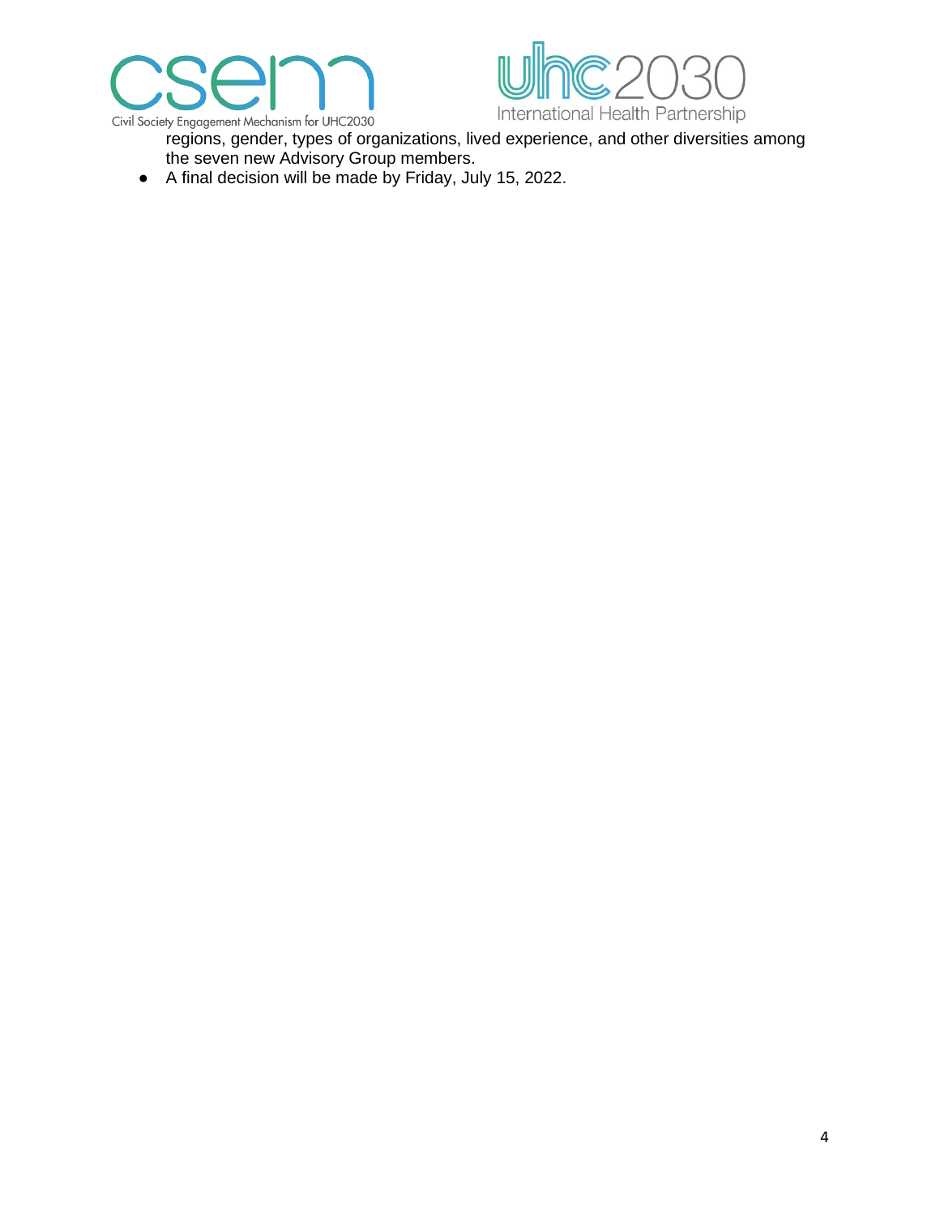regions, gender, types of organizations, lived experience, and other diversities among the seven new Advisory Group members.

- A final decision will be made by Friday, July 15, 2022.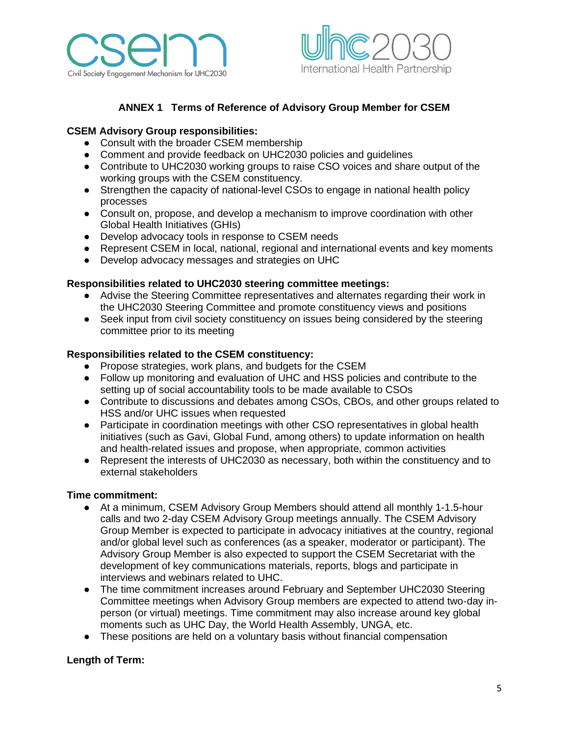## ANNEX 1 Terms of Reference of Advisory Group Member for CSEM

**CSEM Advisory Group responsibilities:**

- Consult with the broader CSEM membership
- Comment and provide feedback on UHC2030 policies and guidelines
- Contribute to UHC2030 working groups to raise CSO voices and share output of the working groups with the CSEM constituency.
- Strengthen the capacity of national-level CSOs to engage in national health policy processes
- Consult on, propose, and develop a mechanism to improve coordination with other Global Health Initiatives (GHIs)
- Develop advocacy tools in response to CSEM needs
- Represent CSEM in local, national, regional and international events and key moments
- Develop advocacy messages and strategies on UHC

**Responsibilities related to UHC2030 steering committee meetings:**

- Advise the Steering Committee representatives and alternates regarding their work in the UHC2030 Steering Committee and promote constituency views and positions
- Seek input from civil society constituency on issues being considered by the steering committee prior to its meeting

**Responsibilities related to the CSEM constituency:**

- Propose strategies, work plans, and budgets for the CSEM
- Follow up monitoring and evaluation of UHC and HSS policies and contribute to the setting up of social accountability tools to be made available to CSOs
- Contribute to discussions and debates among CSOs, CBOs, and other groups related to HSS and/or UHC issues when requested
- Participate in coordination meetings with other CSO representatives in global health initiatives (such as Gavi, Global Fund, among others) to update information on health and health-related issues and propose, when appropriate, common activities
- Represent the interests of UHC2030 as necessary, both within the constituency and to external stakeholders

**Time commitment:**

- At a minimum, CSEM Advisory Group Members should attend all monthly 1-1.5-hour calls and two 2-day CSEM Advisory Group meetings annually. The CSEM Advisory Group Member is expected to participate in advocacy initiatives at the country, regional and/or global level such as conferences (as a speaker, moderator or participant). The Advisory Group Member is also expected to support the CSEM Secretariat with the development of key communications materials, reports, blogs and participate in interviews and webinars related to UHC.
- The time commitment increases around February and September UHC2030 Steering Committee meetings when Advisory Group members are expected to attend two-day in-person (or virtual) meetings. Time commitment may also increase around key global moments such as UHC Day, the World Health Assembly, UNGA, etc.
- These positions are held on a voluntary basis without financial compensation

**Length of Term:**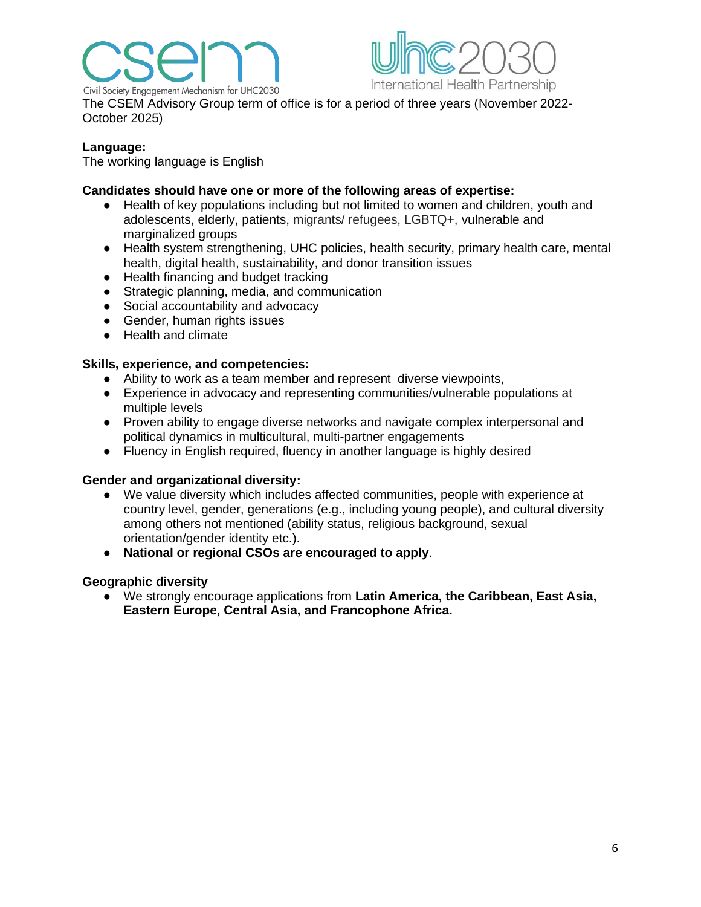The CSEM Advisory Group term of office is for a period of three years (November 2022-October 2025)

**Language:**

The working language is English

**Candidates should have one or more of the following areas of expertise:**

- Health of key populations including but not limited to women and children, youth and adolescents, elderly, patients, migrants/ refugees, LGBTQ+, vulnerable and marginalized groups
- Health system strengthening, UHC policies, health security, primary health care, mental health, digital health, sustainability, and donor transition issues
- Health financing and budget tracking
- Strategic planning, media, and communication
- Social accountability and advocacy
- Gender, human rights issues
- Health and climate

**Skills, experience, and competencies:**

- Ability to work as a team member and represent diverse viewpoints,
- Experience in advocacy and representing communities/vulnerable populations at multiple levels
- Proven ability to engage diverse networks and navigate complex interpersonal and political dynamics in multicultural, multi-partner engagements
- Fluency in English required, fluency in another language is highly desired

**Gender and organizational diversity:**

- We value diversity which includes affected communities, people with experience at country level, gender, generations (e.g., including young people), and cultural diversity among others not mentioned (ability status, religious background, sexual orientation/gender identity etc.).
- **National or regional CSOs are encouraged to apply**.

**Geographic diversity**

- We strongly encourage applications from **Latin America, the Caribbean, East Asia, Eastern Europe, Central Asia, and Francophone Africa.**